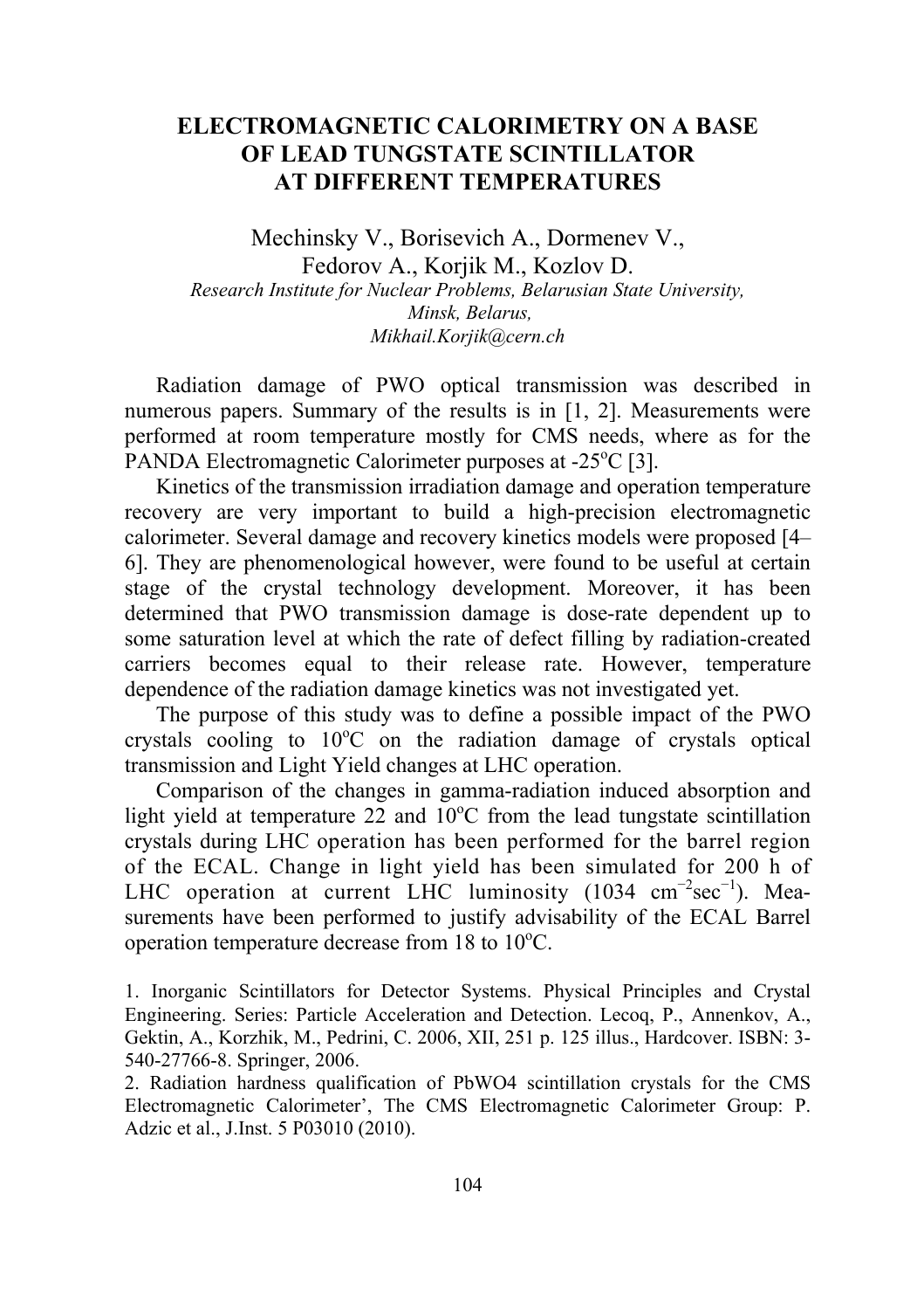# ELECTROMAGNETIC CALORIMETRY ON A BASE OF LEAD TUNGSTATE SCINTILLATOR AT DIFFERENT TEMPERATURES

Mechinsky V., Borisevich A., Dormenev V.,
Fedorov A., Korjik M., Kozlov D.

*Research Institute for Nuclear Problems, Belarusian State University, Minsk, Belarus,*
*Mikhail.Korjik@cern.ch*

Radiation damage of PWO optical transmission was described in numerous papers. Summary of the results is in [1, 2]. Measurements were performed at room temperature mostly for CMS needs, where as for the PANDA Electromagnetic Calorimeter purposes at -25°C [3].

Kinetics of the transmission irradiation damage and operation temperature recovery are very important to build a high-precision electromagnetic calorimeter. Several damage and recovery kinetics models were proposed [4–6]. They are phenomenological however, were found to be useful at certain stage of the crystal technology development. Moreover, it has been determined that PWO transmission damage is dose-rate dependent up to some saturation level at which the rate of defect filling by radiation-created carriers becomes equal to their release rate. However, temperature dependence of the radiation damage kinetics was not investigated yet.

The purpose of this study was to define a possible impact of the PWO crystals cooling to 10°C on the radiation damage of crystals optical transmission and Light Yield changes at LHC operation.

Comparison of the changes in gamma-radiation induced absorption and light yield at temperature 22 and 10°C from the lead tungstate scintillation crystals during LHC operation has been performed for the barrel region of the ECAL. Change in light yield has been simulated for 200 h of LHC operation at current LHC luminosity (1034 $cm^{-2}sec^{-1}$). Measurements have been performed to justify advisability of the ECAL Barrel operation temperature decrease from 18 to 10°C.

1. Inorganic Scintillators for Detector Systems. Physical Principles and Crystal Engineering. Series: Particle Acceleration and Detection. Lecoq, P., Annenkov, A., Gektin, A., Korzhik, M., Pedrini, C. 2006, XII, 251 p. 125 illus., Hardcover. ISBN: 3-540-27766-8. Springer, 2006.
2. Radiation hardness qualification of PbWO4 scintillation crystals for the CMS Electromagnetic Calorimeter', The CMS Electromagnetic Calorimeter Group: P. Adzic et al., J.Inst. 5 P03010 (2010).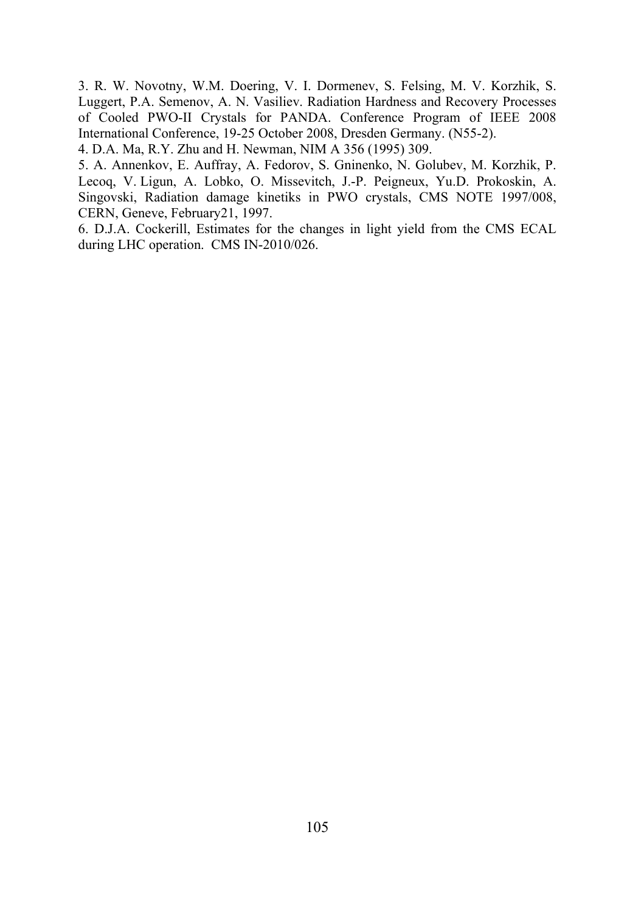3. R. W. Novotny, W.M. Doering, V. I. Dormenev, S. Felsing, M. V. Korzhik, S. Luggert, P.A. Semenov, A. N. Vasiliev. Radiation Hardness and Recovery Processes of Cooled PWO-II Crystals for PANDA. Conference Program of IEEE 2008 International Conference, 19-25 October 2008, Dresden Germany. (N55-2).

4. D.A. Ma, R.Y. Zhu and H. Newman, NIM A 356 (1995) 309.

5. A. Annenkov, E. Auffray, A. Fedorov, S. Gninenko, N. Golubev, M. Korzhik, P. Lecoq, V. Ligun, A. Lobko, O. Missevitch, J.-P. Peigneux, Yu.D. Prokoskin, A. Singovski, Radiation damage kinetiks in PWO crystals, CMS NOTE 1997/008, CERN, Geneve, February21, 1997.

6. D.J.A. Cockerill, Estimates for the changes in light yield from the CMS ECAL during LHC operation. CMS IN-2010/026.